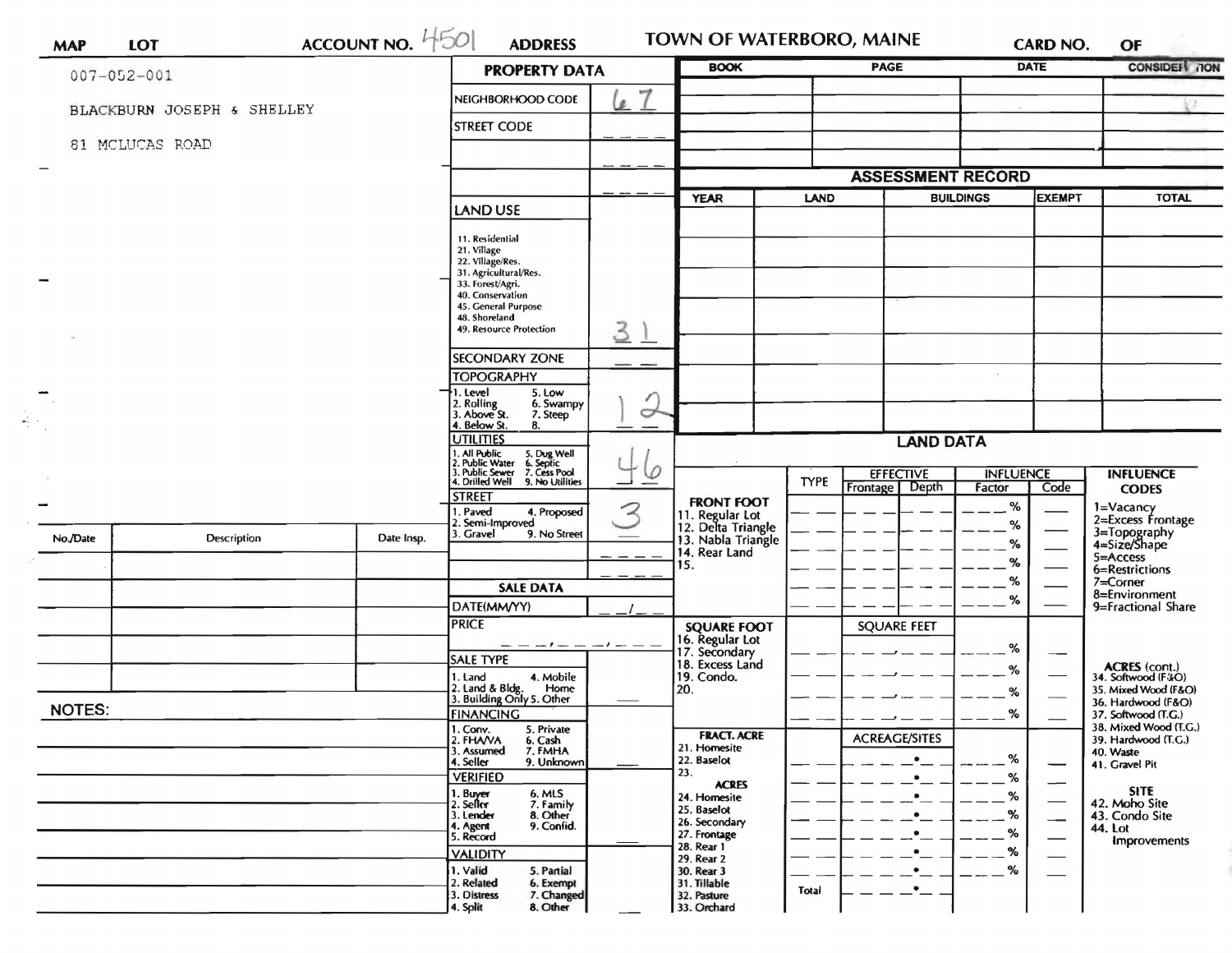**MAP** **LOT** **ACCOUNT NO.** 4501 **ADDRESS** **TOWN OF WATERBORO, MAINE** **CARD NO.** **OF**

007-052-001

BLACKBURN JOSEPH & SHELLEY

81 MCLUCAS ROAD

## PROPERTY DATA

| | |
|---|---|
| NEIGHBORHOOD CODE | 67 |
| STREET CODE | |
| | |
| | |

**LAND USE**

11. Residential
21. Village
22. Village/Res.
31. Agricultural/Res.
33. Forest/Agri.
40. Conservation
45. General Purpose
48. Shoreland
49. Resource Protection

Land Use: 31

SECONDARY ZONE:

**TOPOGRAPHY**

1. Level
2. Rolling
3. Above St.
4. Below St.
5. Low
6. Swampy
7. Steep
8.

Topography: 1 2

**UTILITIES**

1. All Public
2. Public Water
3. Public Sewer
4. Drilled Well
5. Dug Well
6. Septic
7. Cess Pool
9. No Utilities

Utilities: 4 6

**STREET**

1. Paved
2. Semi-Improved
3. Gravel
4. Proposed
9. No Street

Street: 3

**SALE DATA**

DATE(MM/YY)

PRICE

SALE TYPE
1. Land
2. Land & Bldg.
3. Building Only
4. Mobile Home
5. Other

FINANCING
1. Conv.
2. FHA/VA
3. Assumed
4. Seller
5. Private
6. Cash
7. FMHA
9. Unknown

VERIFIED
1. Buyer
2. Seller
3. Lender
4. Agent
5. Record
6. MLS
7. Family
8. Other
9. Confid.

VALIDITY
1. Valid
2. Related
3. Distress
4. Split
5. Partial
6. Exempt
7. Changed
8. Other

| BOOK | PAGE | DATE | CONSIDERATION |
|---|---|---|---|
| | | | |
| | | | |
| | | | |
| | | | |

## ASSESSMENT RECORD

| YEAR | LAND | BUILDINGS | EXEMPT | TOTAL |
|---|---|---|---|---|
| | | | | |
| | | | | |
| | | | | |
| | | | | |
| | | | | |
| | | | | |
| | | | | |

## LAND DATA

| | TYPE | EFFECTIVE Frontage | EFFECTIVE Depth | INFLUENCE Factor | INFLUENCE Code |
|---|---|---|---|---|---|
| **FRONT FOOT** 11. Regular Lot 12. Delta Triangle 13. Nabla Triangle 14. Rear Land 15. | | | | % | |
| **SQUARE FOOT** 16. Regular Lot 17. Secondary 18. Excess Land 19. Condo. 20. | | SQUARE FEET | | % | |
| **FRACT. ACRE** 21. Homesite 22. Baselot 23. | | ACREAGE/SITES | | % | |
| **ACRES** 24. Homesite 25. Baselot 26. Secondary 27. Frontage 28. Rear 1 29. Rear 2 30. Rear 3 31. Tillable 32. Pasture 33. Orchard | Total | | | % | |

**INFLUENCE CODES**

1=Vacancy
2=Excess Frontage
3=Topography
4=Size/Shape
5=Access
6=Restrictions
7=Corner
8=Environment
9=Fractional Share

**ACRES (cont.)**
34. Softwood (F&O)
35. Mixed Wood (F&O)
36. Hardwood (F&O)
37. Softwood (T.G.)
38. Mixed Wood (T.G.)
39. Hardwood (T.G.)
40. Waste
41. Gravel Pit

**SITE**
42. Moho Site
43. Condo Site
44. Lot Improvements

| No./Date | Description | Date Insp. |
|---|---|---|
| | | |
| | | |
| | | |
| | | |
| | | |

**NOTES:**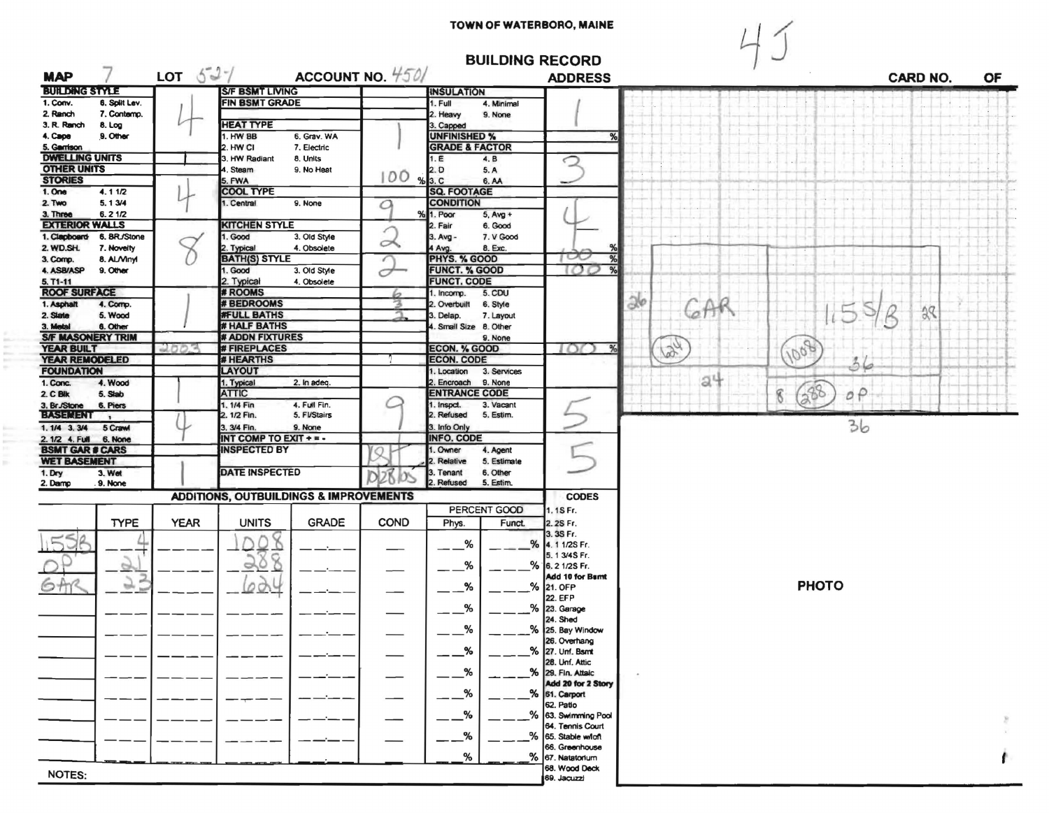TOWN OF WATERBORO, MAINE

4J

## BUILDING RECORD

**MAP** 7 **LOT** 52-1 **ACCOUNT NO.** 4501 **ADDRESS** **CARD NO.** **OF**

| | | | | | | | |
|---|---|---|---|---|---|---|---|
| **BUILDING STYLE** 1. Conv. 2. Ranch 3. R. Ranch 4. Cape 5. Garrison 6. Split Lev. 7. Contemp. 8. Log 9. Other | 4 | **S/F BSMT LIVING** | | **INSULATION** 1. Full 2. Heavy 3. Capped 4. Minimal 9. None | 1 | | |
| | | **FIN BSMT GRADE** | | | | | |
| **DWELLING UNITS** | 1 | **HEAT TYPE** 1. HW BB 2. HW CI 3. HW Radiant 4. Steam 5. FWA 6. Grav. WA 7. Electric 8. Units 9. No Heat | 1 | **UNFINISHED %** | % | | |
| **OTHER UNITS** | | | 100 % | **GRADE & FACTOR** 1. E 2. D 3. C 4. B 5. A 6. AA | 3 | | |
| **STORIES** 1. One 2. Two 3. Three 4. 1 1/2 5. 1 3/4 6. 2 1/2 | 4 | **COOL TYPE** 1. Central 9. None | 9 % | **SQ. FOOTAGE** | | | |
| | | | | **CONDITION** 1. Poor 2. Fair 3. Avg - 4. Avg. 5. Avg + 6. Good 7. V Good 8. Exc. | 4 | | |
| **EXTERIOR WALLS** 1. Clapboard 2. WD.SH. 3. Comp. 4. ASB/ASP 5. T1-11 6. BR./Stone 7. Novelty 8. AL/Vinyl 9. Other | 8 | **KITCHEN STYLE** 1. Good 2. Typical 3. Old Style 4. Obsolete | 2 | | | | |
| | | **BATH(S) STYLE** 1. Good 2. Typical 3. Old Style 4. Obsolete | 2 | **PHYS. % GOOD** | 100 % | | |
| | | | | **FUNCT. % GOOD** | 100 % | | |
| **ROOF SURFACE** 1. Asphalt 2. Slate 3. Metal 4. Comp. 5. Wood 6. Other | 1 | **# ROOMS** | 6 | **FUNCT. CODE** 1. Incomp. 2. Overbuilt 3. Delap. 4. Small Size 5. CDU 6. Style 7. Layout 8. Other 9. None | | | |
| | | **# BEDROOMS** | 3 | | | | |
| | | **#FULL BATHS** | 2 | | | | |
| | | **# HALF BATHS** | | | | | |
| **S/F MASONERY TRIM** | | **# ADDN FIXTURES** | | | | | |
| **YEAR BUILT** | 2003 | **# FIREPLACES** | | **ECON. % GOOD** | 100 % | | |
| **YEAR REMODELED** | | **# HEARTHS** | | **ECON. CODE** 1. Location 2. Encroach 3. Services 9. None | | | |
| **FOUNDATION** 1. Conc. 2. C Blk 3. Br./Stone 4. Wood 5. Slab 6. Piers | 1 | **LAYOUT** 1. Typical 2. In adeq. | 1 | | | | |
| | | **ATTIC** 1. 1/4 Fin 2. 1/2 Fin. 3. 3/4 Fin. 4. Full Fin. 5. Fl/Stairs 9. None | 9 | **ENTRANCE CODE** 1. Inspct. 2. Refused 3. Info Only 4. Vacant 5. Estim. | 5 | | |
| **BASEMENT** 1. 1/4 2. 1/2 3. 3/4 4. Full 5 Crawl 6. None | 4 | | | | | | |
| **BSMT GAR # CARS** | | **INT COMP TO EXIT + = -** | | | | | |
| | | **INSPECTED BY** | DSH | **INFO. CODE** 1. Owner 2. Relative 3. Tenant 4. Agent 5. Estimate 6. Other | 5 | | |
| **WET BASEMENT** 1. Dry 2. Damp 3. Wet 9. None | 1 | **DATE INSPECTED** | 10/28/05 | 1. Refused 2. Estim. | | | |

### ADDITIONS, OUTBUILDINGS & IMPROVEMENTS

| | TYPE | YEAR | UNITS | GRADE | COND | PERCENT GOOD Phys. | Funct. |
|---|---|---|---|---|---|---|---|
| 1.5S/B | 4 | | 1008 | | | % | % |
| OP | 21 | | 288 | | | % | % |
| GAR | 23 | | 624 | | | % | % |
| | | | | | | % | % |
| | | | | | | % | % |
| | | | | | | % | % |
| | | | | | | % | % |
| | | | | | | % | % |
| | | | | | | % | % |
| | | | | | | % | % |
| | | | | | | % | % |

**CODES**
1. 1S Fr.
2. 2S Fr.
3. 3S Fr.
4. 1 1/2S Fr.
5. 1 3/4S Fr.
6. 2 1/2S Fr.
**Add 10 for Bsmt**
21. OFP
22. EFP
23. Garage
24. Shed
25. Bay Window
26. Overhang
27. Unf. Bsmt
28. Unf. Attic
29. Fin. Attaic
**Add 20 for 2 Story**
61. Carport
62. Patio
63. Swimming Pool
64. Tennis Court
65. Stable w/loft
66. Greenhouse
67. Natatorium
68. Wood Deck
69. Jacuzzi

NOTES:

Sketch: GAR 26 x 24 (624); 1.5S/B 28 x 36 (1008); OP 8 x 36 (288)

PHOTO